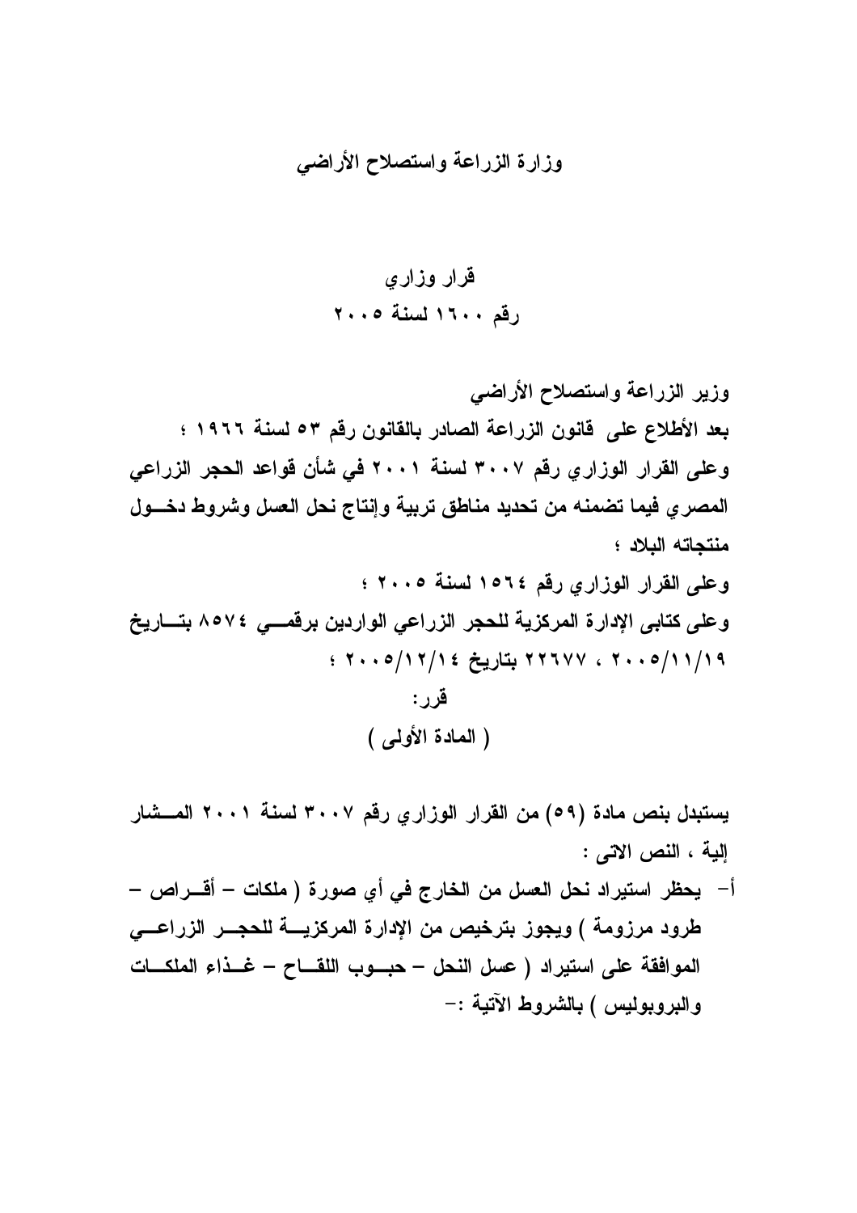## وزارة الزراعة واستصلاح الأراضي

### قرار وزاري
### رقم ١٦٠٠ لسنة ٢٠٠٥

**وزير الزراعة واستصلاح الأراضي**

**بعد الأطلاع على قانون الزراعة الصادر بالقانون رقم ٥٣ لسنة ١٩٦٦ ؛**

**وعلى القرار الوزاري رقم ٣٠٠٧ لسنة ٢٠٠١ في شأن قواعد الحجر الزراعي المصري فيما تضمنه من تحديد مناطق تربية وإنتاج نحل العسل وشروط دخـول منتجاته البلاد ؛**

**وعلى القرار الوزاري رقم ١٥٦٤ لسنة ٢٠٠٥ ؛**

**وعلى كتابى الإدارة المركزية للحجر الزراعي الواردين برقمـي ٨٥٧٤ بتـاريخ ٢٠٠٥/١١/١٩ ، ٢٢٦٧٧ بتاريخ ٢٠٠٥/١٢/١٤ ؛**

**قرر:**

### ( المادة الأولى )

**يستبدل بنص مادة (٥٩) من القرار الوزاري رقم ٣٠٠٧ لسنة ٢٠٠١ المـشار إلية ، النص الاتى :**

**أ- يحظر استيراد نحل العسل من الخارج في أي صورة ( ملكات – أقـراص – طرود مرزومة ) ويجوز بترخيص من الإدارة المركزيـة للحجـر الزراعـي الموافقة على استيراد ( عسل النحل – حبـوب اللقـاح – غـذاء الملكـات والبروبوليس ) بالشروط الآتية :-**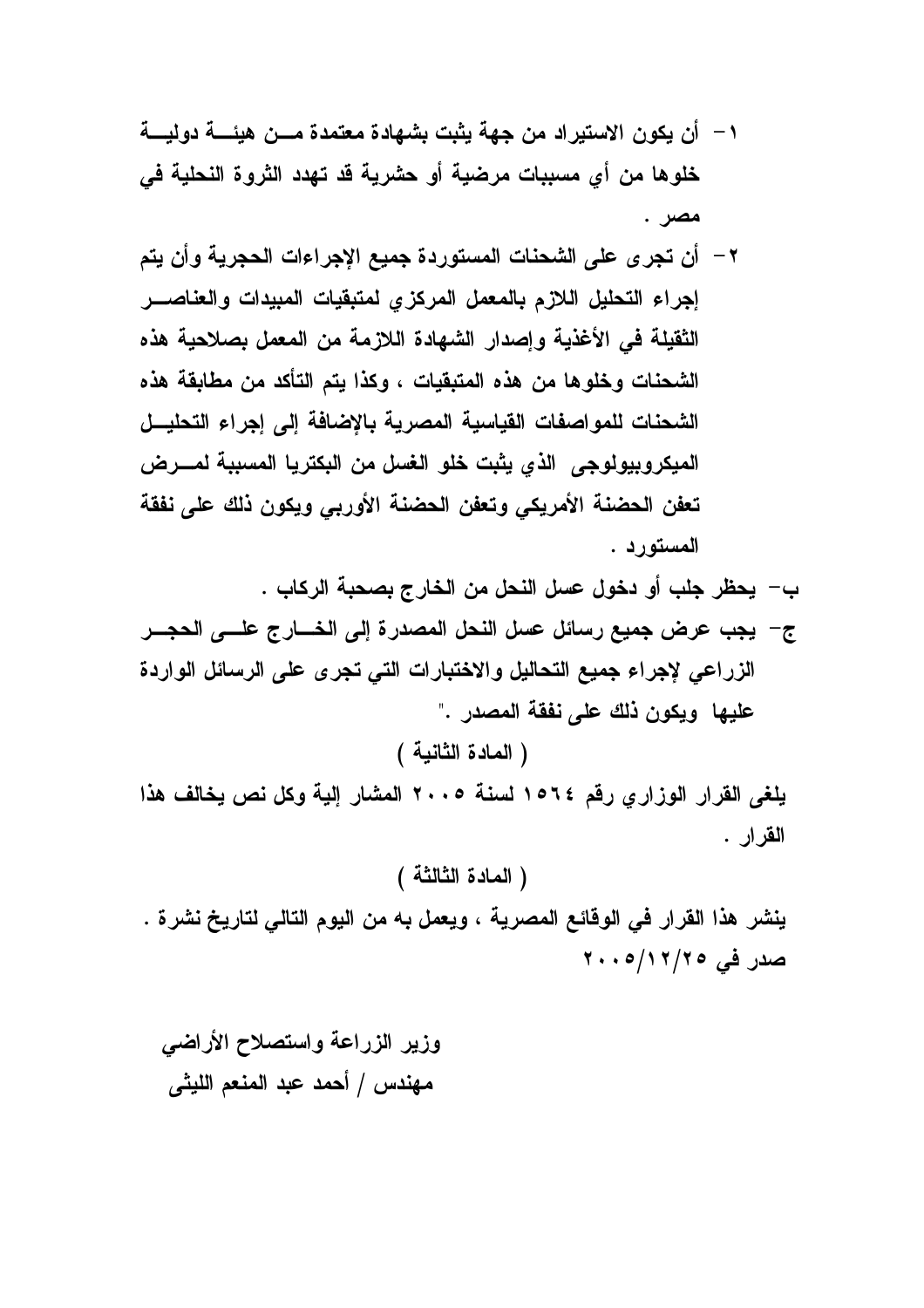١- أن يكون الاستيراد من جهة يثبت بشهادة معتمدة من هيئة دولية خلوها من أي مسببات مرضية أو حشرية قد تهدد الثروة النحلية في مصر .

٢- أن تجرى على الشحنات المستوردة جميع الإجراءات الحجرية وأن يتم إجراء التحليل اللازم بالمعمل المركزي لمتبقيات المبيدات والعناصر الثقيلة في الأغذية وإصدار الشهادة اللازمة من المعمل بصلاحية هذه الشحنات وخلوها من هذه المتبقيات ، وكذا يتم التأكد من مطابقة هذه الشحنات للمواصفات القياسية المصرية بالإضافة إلى إجراء التحليل الميكروبيولوجى الذي يثبت خلو العسل من البكتريا المسببة لمرض تعفن الحضنة الأمريكي وتعفن الحضنة الأوربي ويكون ذلك على نفقة المستورد .

ب- يحظر جلب أو دخول عسل النحل من الخارج بصحبة الركاب .

ج- يجب عرض جميع رسائل عسل النحل المصدرة إلى الخارج على الحجر الزراعي لإجراء جميع التحاليل والاختبارات التي تجرى على الرسائل الواردة عليها ويكون ذلك على نفقة المصدر ."

( المادة الثانية )

يلغى القرار الوزاري رقم ١٥٦٤ لسنة ٢٠٠٥ المشار إلية وكل نص يخالف هذا القرار .

( المادة الثالثة )

ينشر هذا القرار في الوقائع المصرية ، ويعمل به من اليوم التالي لتاريخ نشرة .

صدر في ٢٠٠٥/١٢/٢٥

وزير الزراعة واستصلاح الأراضي

مهندس / أحمد عبد المنعم الليثى